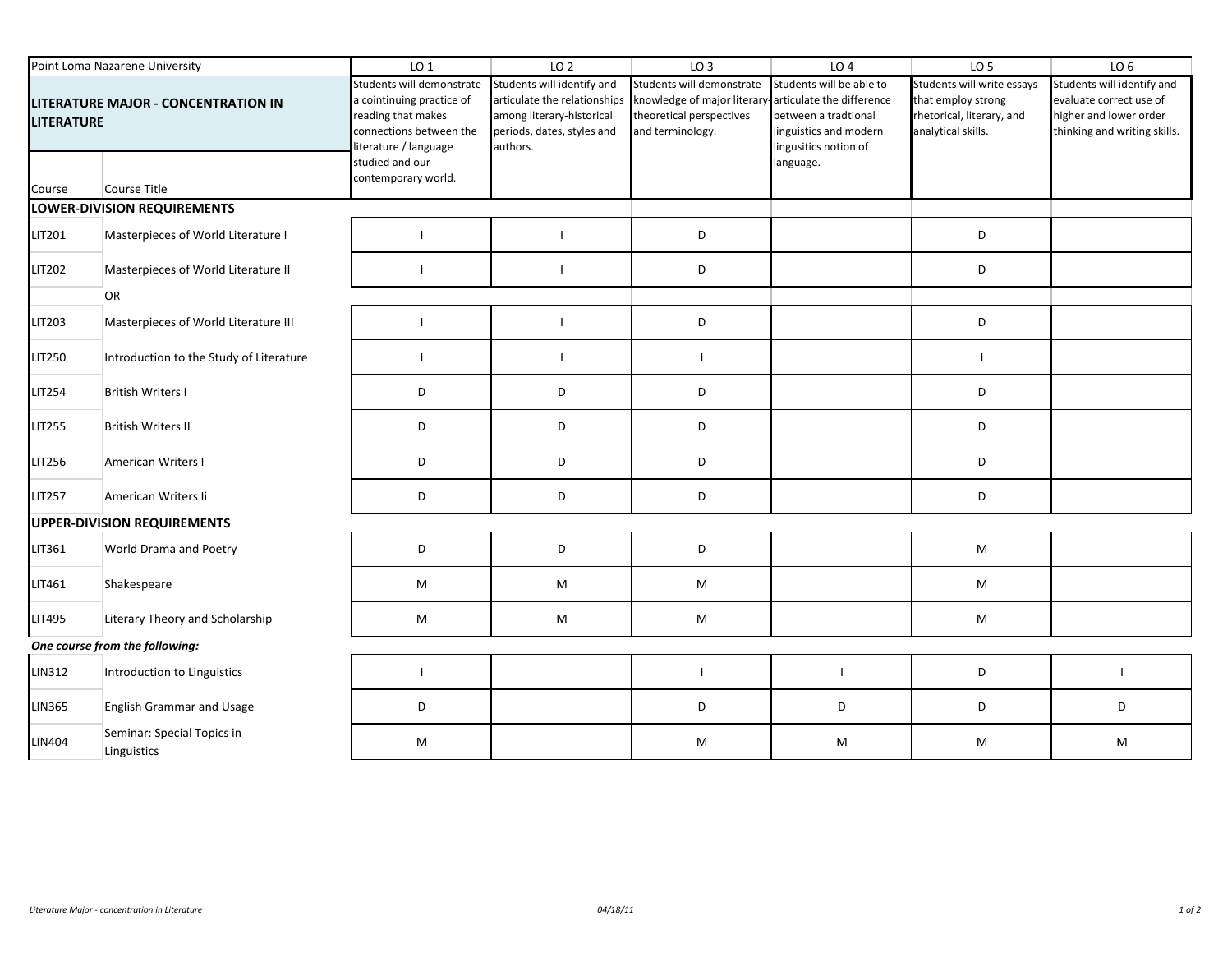Point Loma Nazarene University

## LITERATURE MAJOR - CONCENTRATION IN LITERATURE

| Course | Course Title | LO 1 | LO 2 | LO 3 | LO 4 | LO 5 | LO 6 |
|---|---|---|---|---|---|---|---|
| | | Students will demonstrate a cointinuing practice of reading that makes connections between the literature / language studied and our contemporary world. | Students will identify and articulate the relationships among literary-historical periods, dates, styles and authors. | Students will demonstrate knowledge of major literary-theoretical perspectives and terminology. | Students will be able to articulate the difference between a tradtional linguistics and modern lingusitics notion of language. | Students will write essays that employ strong rhetorical, literary, and analytical skills. | Students will identify and evaluate correct use of higher and lower order thinking and writing skills. |
| **LOWER-DIVISION REQUIREMENTS** | | | | | | | |
| LIT201 | Masterpieces of World Literature I | I | I | D | | D | |
| LIT202 | Masterpieces of World Literature II | I | I | D | | D | |
| | OR | | | | | | |
| LIT203 | Masterpieces of World Literature III | I | I | D | | D | |
| LIT250 | Introduction to the Study of Literature | I | I | I | | I | |
| LIT254 | British Writers I | D | D | D | | D | |
| LIT255 | British Writers II | D | D | D | | D | |
| LIT256 | American Writers I | D | D | D | | D | |
| LIT257 | American Writers Ii | D | D | D | | D | |
| **UPPER-DIVISION REQUIREMENTS** | | | | | | | |
| LIT361 | World Drama and Poetry | D | D | D | | M | |
| LIT461 | Shakespeare | M | M | M | | M | |
| LIT495 | Literary Theory and Scholarship | M | M | M | | M | |
| ***One course from the following:*** | | | | | | | |
| LIN312 | Introduction to Linguistics | I | | I | I | D | I |
| LIN365 | English Grammar and Usage | D | | D | D | D | D |
| LIN404 | Seminar: Special Topics in Linguistics | M | | M | M | M | M |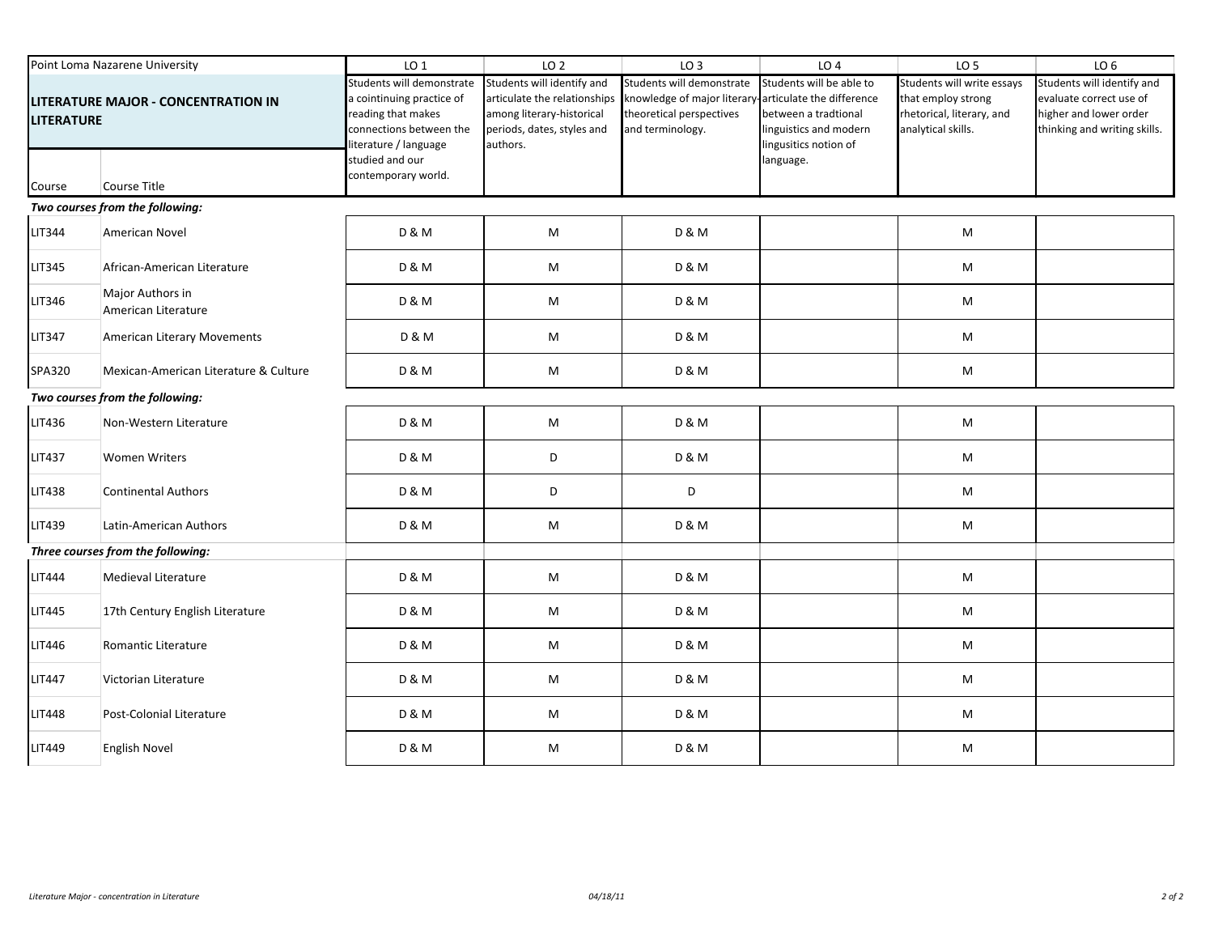| Point Loma Nazarene University | | LO 1 | LO 2 | LO 3 | LO 4 | LO 5 | LO 6 |
|---|---|---|---|---|---|---|---|
| **LITERATURE MAJOR - CONCENTRATION IN LITERATURE** | | Students will demonstrate a cointinuing practice of reading that makes connections between the literature / language studied and our contemporary world. | Students will identify and articulate the relationships among literary-historical periods, dates, styles and authors. | Students will demonstrate knowledge of major literary-theoretical perspectives and terminology. | Students will be able to articulate the difference between a tradtional linguistics and modern lingusitics notion of language. | Students will write essays that employ strong rhetorical, literary, and analytical skills. | Students will identify and evaluate correct use of higher and lower order thinking and writing skills. |
| Course | Course Title | | | | | | |
| ***Two courses from the following:*** | | | | | | | |
| LIT344 | American Novel | D & M | M | D & M | | M | |
| LIT345 | African-American Literature | D & M | M | D & M | | M | |
| LIT346 | Major Authors in American Literature | D & M | M | D & M | | M | |
| LIT347 | American Literary Movements | D & M | M | D & M | | M | |
| SPA320 | Mexican-American Literature & Culture | D & M | M | D & M | | M | |
| ***Two courses from the following:*** | | | | | | | |
| LIT436 | Non-Western Literature | D & M | M | D & M | | M | |
| LIT437 | Women Writers | D & M | D | D & M | | M | |
| LIT438 | Continental Authors | D & M | D | D | | M | |
| LIT439 | Latin-American Authors | D & M | M | D & M | | M | |
| ***Three courses from the following:*** | | | | | | | |
| LIT444 | Medieval Literature | D & M | M | D & M | | M | |
| LIT445 | 17th Century English Literature | D & M | M | D & M | | M | |
| LIT446 | Romantic Literature | D & M | M | D & M | | M | |
| LIT447 | Victorian Literature | D & M | M | D & M | | M | |
| LIT448 | Post-Colonial Literature | D & M | M | D & M | | M | |
| LIT449 | English Novel | D & M | M | D & M | | M | |